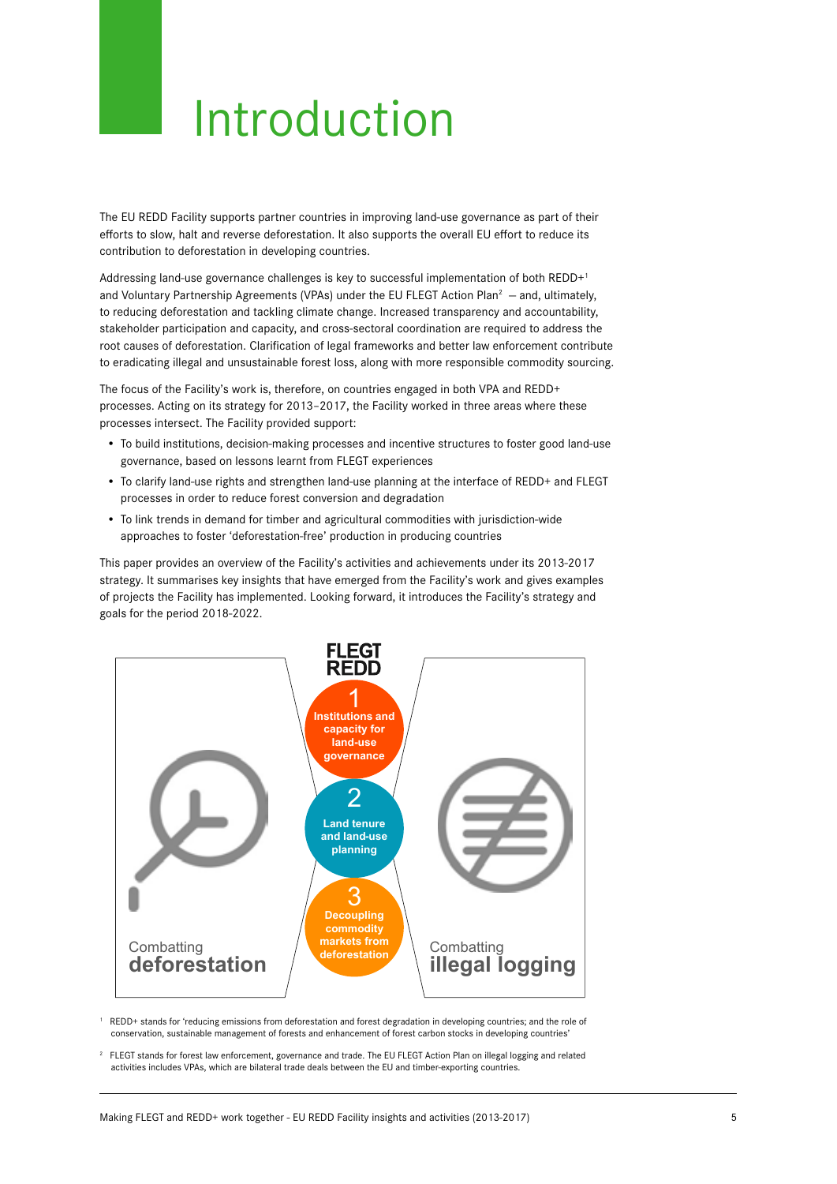# Introduction

The EU REDD Facility supports partner countries in improving land-use governance as part of their efforts to slow, halt and reverse deforestation. It also supports the overall EU effort to reduce its contribution to deforestation in developing countries.

Addressing land-use governance challenges is key to successful implementation of both REDD+[1] and Voluntary Partnership Agreements (VPAs) under the EU FLEGT Action Plan[2] — and, ultimately, to reducing deforestation and tackling climate change. Increased transparency and accountability, stakeholder participation and capacity, and cross-sectoral coordination are required to address the root causes of deforestation. Clarification of legal frameworks and better law enforcement contribute to eradicating illegal and unsustainable forest loss, along with more responsible commodity sourcing.

The focus of the Facility's work is, therefore, on countries engaged in both VPA and REDD+ processes. Acting on its strategy for 2013–2017, the Facility worked in three areas where these processes intersect. The Facility provided support:

- To build institutions, decision-making processes and incentive structures to foster good land-use governance, based on lessons learnt from FLEGT experiences
- To clarify land-use rights and strengthen land-use planning at the interface of REDD+ and FLEGT processes in order to reduce forest conversion and degradation
- To link trends in demand for timber and agricultural commodities with jurisdiction-wide approaches to foster 'deforestation-free' production in producing countries

This paper provides an overview of the Facility's activities and achievements under its 2013-2017 strategy. It summarises key insights that have emerged from the Facility's work and gives examples of projects the Facility has implemented. Looking forward, it introduces the Facility's strategy and goals for the period 2018-2022.

FLEGT
REDD

1 Institutions and capacity for land-use governance

2 Land tenure and land-use planning

3 Decoupling commodity markets from deforestation

Combatting **deforestation**

Combatting **illegal logging**

[1] REDD+ stands for 'reducing emissions from deforestation and forest degradation in developing countries; and the role of conservation, sustainable management of forests and enhancement of forest carbon stocks in developing countries'

[2] FLEGT stands for forest law enforcement, governance and trade. The EU FLEGT Action Plan on illegal logging and related activities includes VPAs, which are bilateral trade deals between the EU and timber-exporting countries.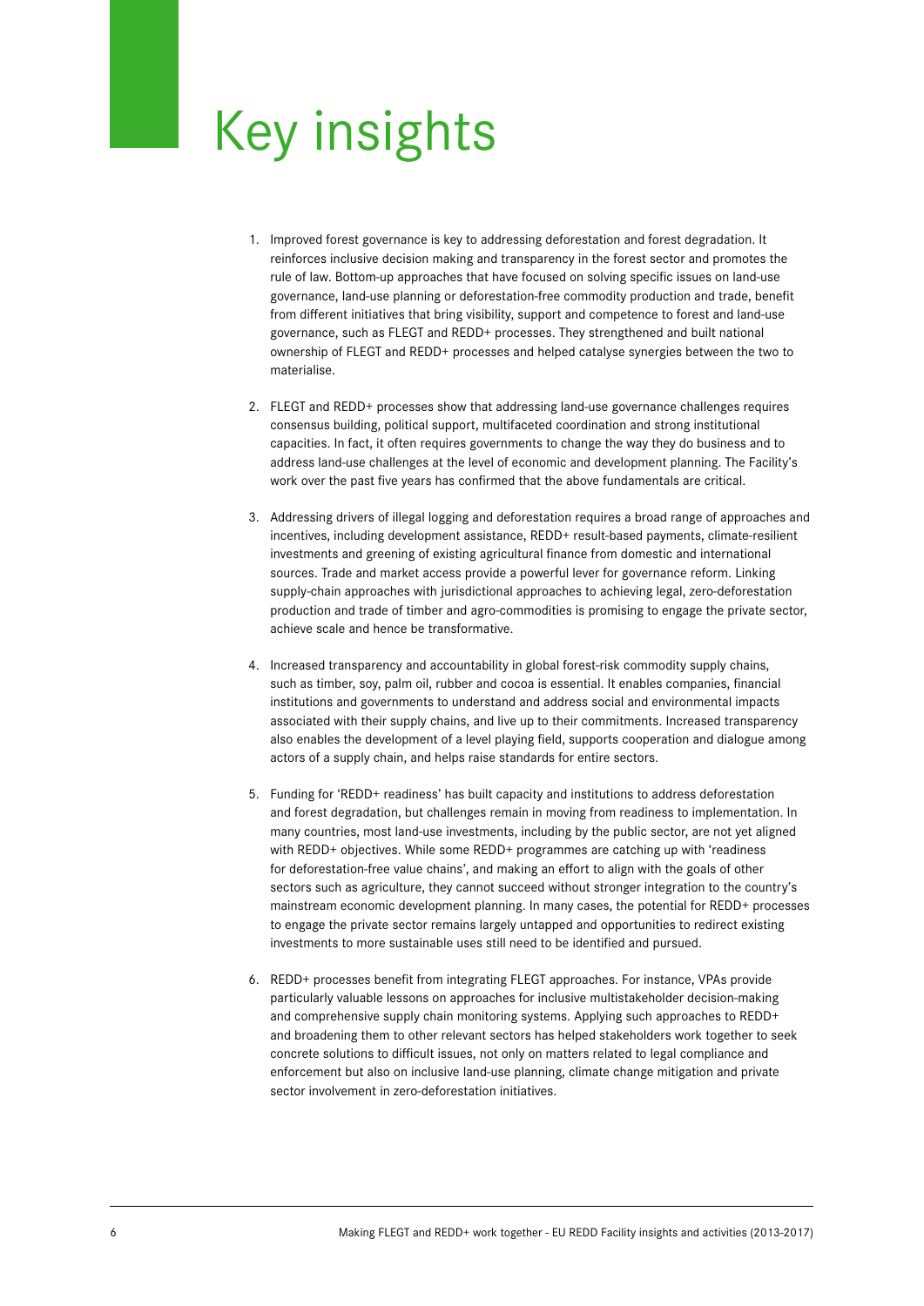# Key insights

1. Improved forest governance is key to addressing deforestation and forest degradation. It reinforces inclusive decision making and transparency in the forest sector and promotes the rule of law. Bottom-up approaches that have focused on solving specific issues on land-use governance, land-use planning or deforestation-free commodity production and trade, benefit from different initiatives that bring visibility, support and competence to forest and land-use governance, such as FLEGT and REDD+ processes. They strengthened and built national ownership of FLEGT and REDD+ processes and helped catalyse synergies between the two to materialise.

2. FLEGT and REDD+ processes show that addressing land-use governance challenges requires consensus building, political support, multifaceted coordination and strong institutional capacities. In fact, it often requires governments to change the way they do business and to address land-use challenges at the level of economic and development planning. The Facility's work over the past five years has confirmed that the above fundamentals are critical.

3. Addressing drivers of illegal logging and deforestation requires a broad range of approaches and incentives, including development assistance, REDD+ result-based payments, climate-resilient investments and greening of existing agricultural finance from domestic and international sources. Trade and market access provide a powerful lever for governance reform. Linking supply-chain approaches with jurisdictional approaches to achieving legal, zero-deforestation production and trade of timber and agro-commodities is promising to engage the private sector, achieve scale and hence be transformative.

4. Increased transparency and accountability in global forest-risk commodity supply chains, such as timber, soy, palm oil, rubber and cocoa is essential. It enables companies, financial institutions and governments to understand and address social and environmental impacts associated with their supply chains, and live up to their commitments. Increased transparency also enables the development of a level playing field, supports cooperation and dialogue among actors of a supply chain, and helps raise standards for entire sectors.

5. Funding for 'REDD+ readiness' has built capacity and institutions to address deforestation and forest degradation, but challenges remain in moving from readiness to implementation. In many countries, most land-use investments, including by the public sector, are not yet aligned with REDD+ objectives. While some REDD+ programmes are catching up with 'readiness for deforestation-free value chains', and making an effort to align with the goals of other sectors such as agriculture, they cannot succeed without stronger integration to the country's mainstream economic development planning. In many cases, the potential for REDD+ processes to engage the private sector remains largely untapped and opportunities to redirect existing investments to more sustainable uses still need to be identified and pursued.

6. REDD+ processes benefit from integrating FLEGT approaches. For instance, VPAs provide particularly valuable lessons on approaches for inclusive multistakeholder decision-making and comprehensive supply chain monitoring systems. Applying such approaches to REDD+ and broadening them to other relevant sectors has helped stakeholders work together to seek concrete solutions to difficult issues, not only on matters related to legal compliance and enforcement but also on inclusive land-use planning, climate change mitigation and private sector involvement in zero-deforestation initiatives.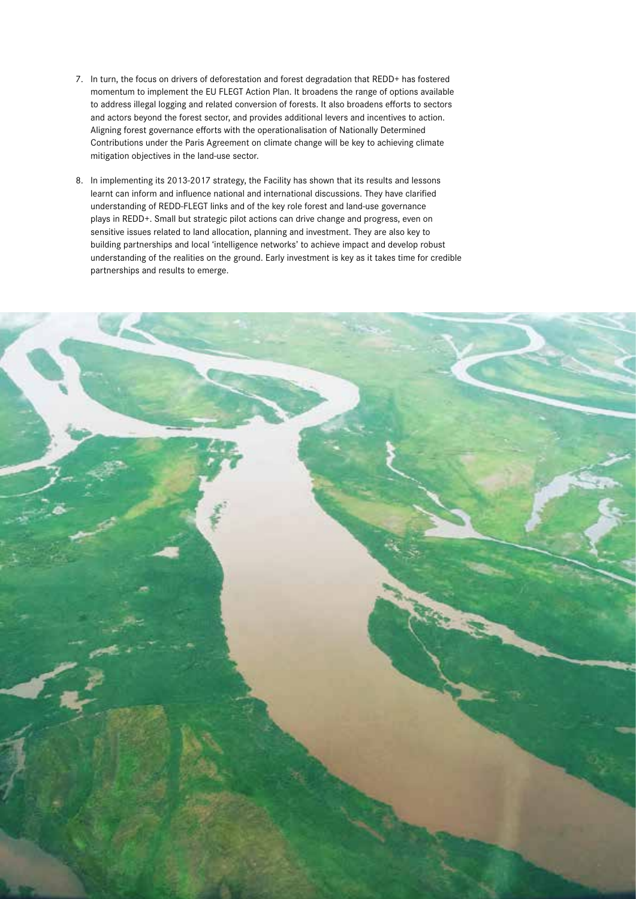7. In turn, the focus on drivers of deforestation and forest degradation that REDD+ has fostered momentum to implement the EU FLEGT Action Plan. It broadens the range of options available to address illegal logging and related conversion of forests. It also broadens efforts to sectors and actors beyond the forest sector, and provides additional levers and incentives to action. Aligning forest governance efforts with the operationalisation of Nationally Determined Contributions under the Paris Agreement on climate change will be key to achieving climate mitigation objectives in the land-use sector.

8. In implementing its 2013-2017 strategy, the Facility has shown that its results and lessons learnt can inform and influence national and international discussions. They have clarified understanding of REDD-FLEGT links and of the key role forest and land-use governance plays in REDD+. Small but strategic pilot actions can drive change and progress, even on sensitive issues related to land allocation, planning and investment. They are also key to building partnerships and local 'intelligence networks' to achieve impact and develop robust understanding of the realities on the ground. Early investment is key as it takes time for credible partnerships and results to emerge.